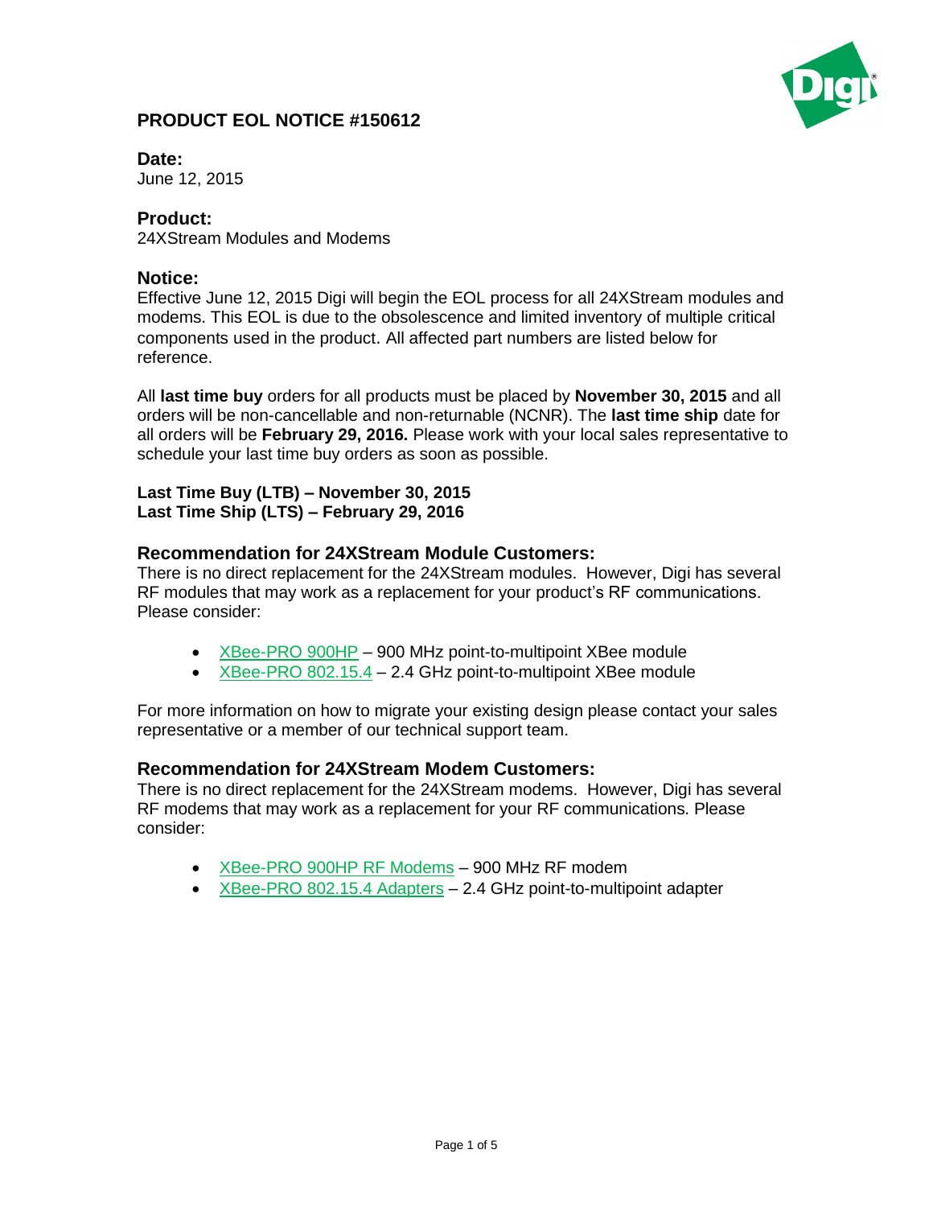# PRODUCT EOL NOTICE #150612

## Date:

June 12, 2015

## Product:

24XStream Modules and Modems

## Notice:

Effective June 12, 2015 Digi will begin the EOL process for all 24XStream modules and modems. This EOL is due to the obsolescence and limited inventory of multiple critical components used in the product. All affected part numbers are listed below for reference.

All **last time buy** orders for all products must be placed by **November 30, 2015** and all orders will be non-cancellable and non-returnable (NCNR). The **last time ship** date for all orders will be **February 29, 2016.** Please work with your local sales representative to schedule your last time buy orders as soon as possible.

**Last Time Buy (LTB) – November 30, 2015**
**Last Time Ship (LTS) – February 29, 2016**

## Recommendation for 24XStream Module Customers:

There is no direct replacement for the 24XStream modules. However, Digi has several RF modules that may work as a replacement for your product's RF communications. Please consider:

- XBee-PRO 900HP – 900 MHz point-to-multipoint XBee module
- XBee-PRO 802.15.4 – 2.4 GHz point-to-multipoint XBee module

For more information on how to migrate your existing design please contact your sales representative or a member of our technical support team.

## Recommendation for 24XStream Modem Customers:

There is no direct replacement for the 24XStream modems. However, Digi has several RF modems that may work as a replacement for your RF communications. Please consider:

- XBee-PRO 900HP RF Modems – 900 MHz RF modem
- XBee-PRO 802.15.4 Adapters – 2.4 GHz point-to-multipoint adapter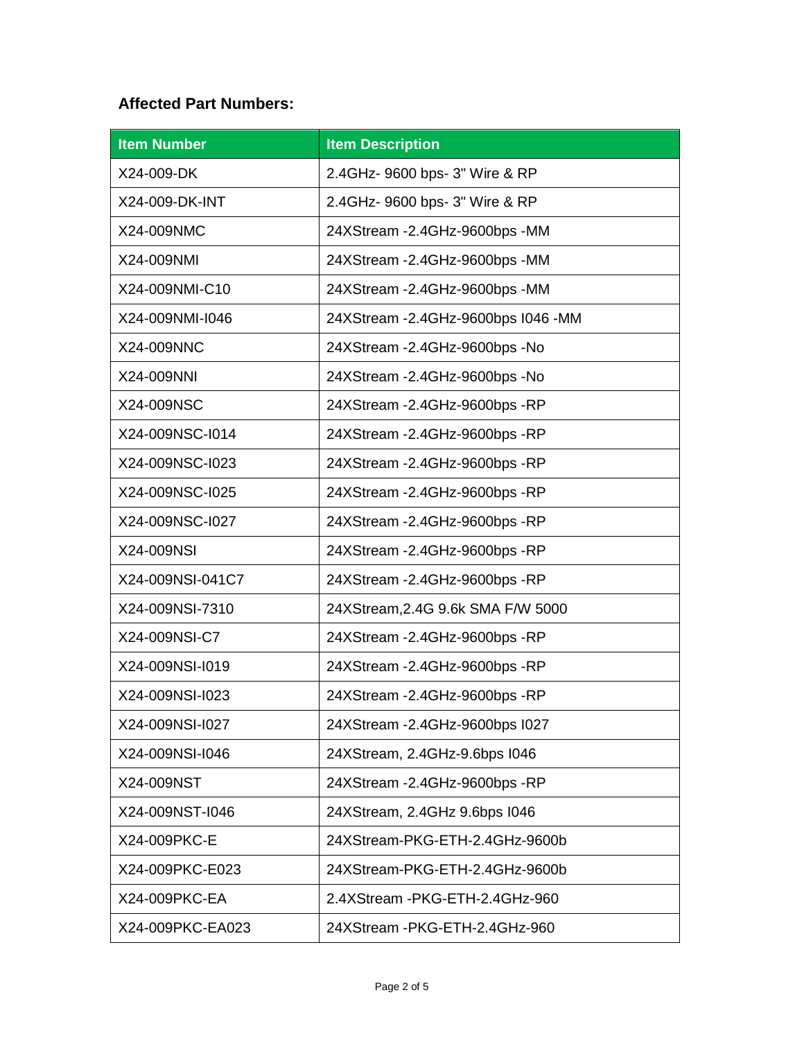**Affected Part Numbers:**

| Item Number | Item Description |
| --- | --- |
| X24-009-DK | 2.4GHz- 9600 bps- 3" Wire & RP |
| X24-009-DK-INT | 2.4GHz- 9600 bps- 3" Wire & RP |
| X24-009NMC | 24XStream -2.4GHz-9600bps -MM |
| X24-009NMI | 24XStream -2.4GHz-9600bps -MM |
| X24-009NMI-C10 | 24XStream -2.4GHz-9600bps -MM |
| X24-009NMI-I046 | 24XStream -2.4GHz-9600bps I046 -MM |
| X24-009NNC | 24XStream -2.4GHz-9600bps -No |
| X24-009NNI | 24XStream -2.4GHz-9600bps -No |
| X24-009NSC | 24XStream -2.4GHz-9600bps -RP |
| X24-009NSC-I014 | 24XStream -2.4GHz-9600bps -RP |
| X24-009NSC-I023 | 24XStream -2.4GHz-9600bps -RP |
| X24-009NSC-I025 | 24XStream -2.4GHz-9600bps -RP |
| X24-009NSC-I027 | 24XStream -2.4GHz-9600bps -RP |
| X24-009NSI | 24XStream -2.4GHz-9600bps -RP |
| X24-009NSI-041C7 | 24XStream -2.4GHz-9600bps -RP |
| X24-009NSI-7310 | 24XStream,2.4G 9.6k SMA F/W 5000 |
| X24-009NSI-C7 | 24XStream -2.4GHz-9600bps -RP |
| X24-009NSI-I019 | 24XStream -2.4GHz-9600bps -RP |
| X24-009NSI-I023 | 24XStream -2.4GHz-9600bps -RP |
| X24-009NSI-I027 | 24XStream -2.4GHz-9600bps I027 |
| X24-009NSI-I046 | 24XStream, 2.4GHz-9.6bps I046 |
| X24-009NST | 24XStream -2.4GHz-9600bps -RP |
| X24-009NST-I046 | 24XStream, 2.4GHz 9.6bps I046 |
| X24-009PKC-E | 24XStream-PKG-ETH-2.4GHz-9600b |
| X24-009PKC-E023 | 24XStream-PKG-ETH-2.4GHz-9600b |
| X24-009PKC-EA | 2.4XStream -PKG-ETH-2.4GHz-960 |
| X24-009PKC-EA023 | 24XStream -PKG-ETH-2.4GHz-960 |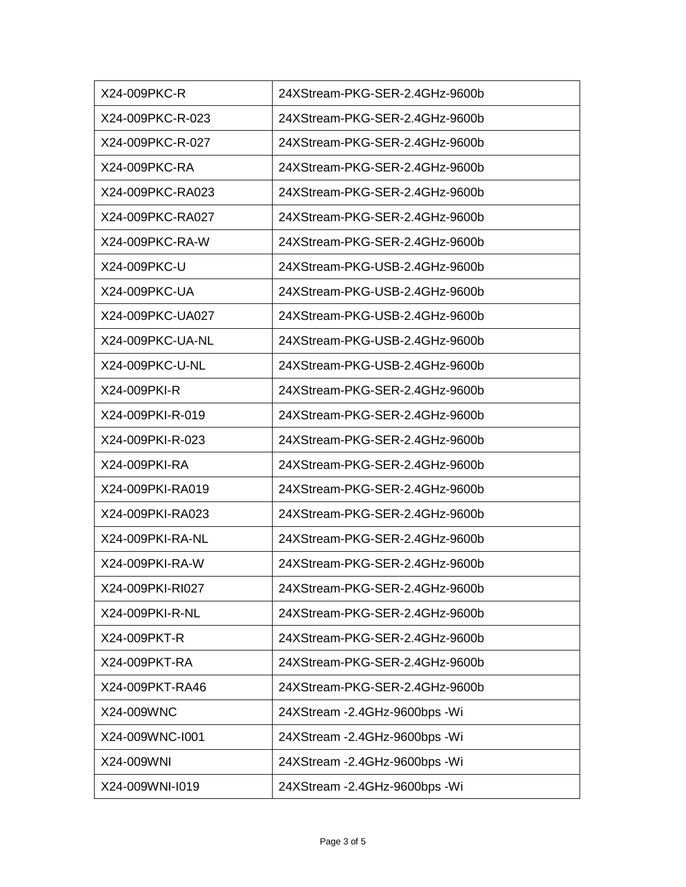| X24-009PKC-R | 24XStream-PKG-SER-2.4GHz-9600b |
|---|---|
| X24-009PKC-R-023 | 24XStream-PKG-SER-2.4GHz-9600b |
| X24-009PKC-R-027 | 24XStream-PKG-SER-2.4GHz-9600b |
| X24-009PKC-RA | 24XStream-PKG-SER-2.4GHz-9600b |
| X24-009PKC-RA023 | 24XStream-PKG-SER-2.4GHz-9600b |
| X24-009PKC-RA027 | 24XStream-PKG-SER-2.4GHz-9600b |
| X24-009PKC-RA-W | 24XStream-PKG-SER-2.4GHz-9600b |
| X24-009PKC-U | 24XStream-PKG-USB-2.4GHz-9600b |
| X24-009PKC-UA | 24XStream-PKG-USB-2.4GHz-9600b |
| X24-009PKC-UA027 | 24XStream-PKG-USB-2.4GHz-9600b |
| X24-009PKC-UA-NL | 24XStream-PKG-USB-2.4GHz-9600b |
| X24-009PKC-U-NL | 24XStream-PKG-USB-2.4GHz-9600b |
| X24-009PKI-R | 24XStream-PKG-SER-2.4GHz-9600b |
| X24-009PKI-R-019 | 24XStream-PKG-SER-2.4GHz-9600b |
| X24-009PKI-R-023 | 24XStream-PKG-SER-2.4GHz-9600b |
| X24-009PKI-RA | 24XStream-PKG-SER-2.4GHz-9600b |
| X24-009PKI-RA019 | 24XStream-PKG-SER-2.4GHz-9600b |
| X24-009PKI-RA023 | 24XStream-PKG-SER-2.4GHz-9600b |
| X24-009PKI-RA-NL | 24XStream-PKG-SER-2.4GHz-9600b |
| X24-009PKI-RA-W | 24XStream-PKG-SER-2.4GHz-9600b |
| X24-009PKI-RI027 | 24XStream-PKG-SER-2.4GHz-9600b |
| X24-009PKI-R-NL | 24XStream-PKG-SER-2.4GHz-9600b |
| X24-009PKT-R | 24XStream-PKG-SER-2.4GHz-9600b |
| X24-009PKT-RA | 24XStream-PKG-SER-2.4GHz-9600b |
| X24-009PKT-RA46 | 24XStream-PKG-SER-2.4GHz-9600b |
| X24-009WNC | 24XStream -2.4GHz-9600bps -Wi |
| X24-009WNC-I001 | 24XStream -2.4GHz-9600bps -Wi |
| X24-009WNI | 24XStream -2.4GHz-9600bps -Wi |
| X24-009WNI-I019 | 24XStream -2.4GHz-9600bps -Wi |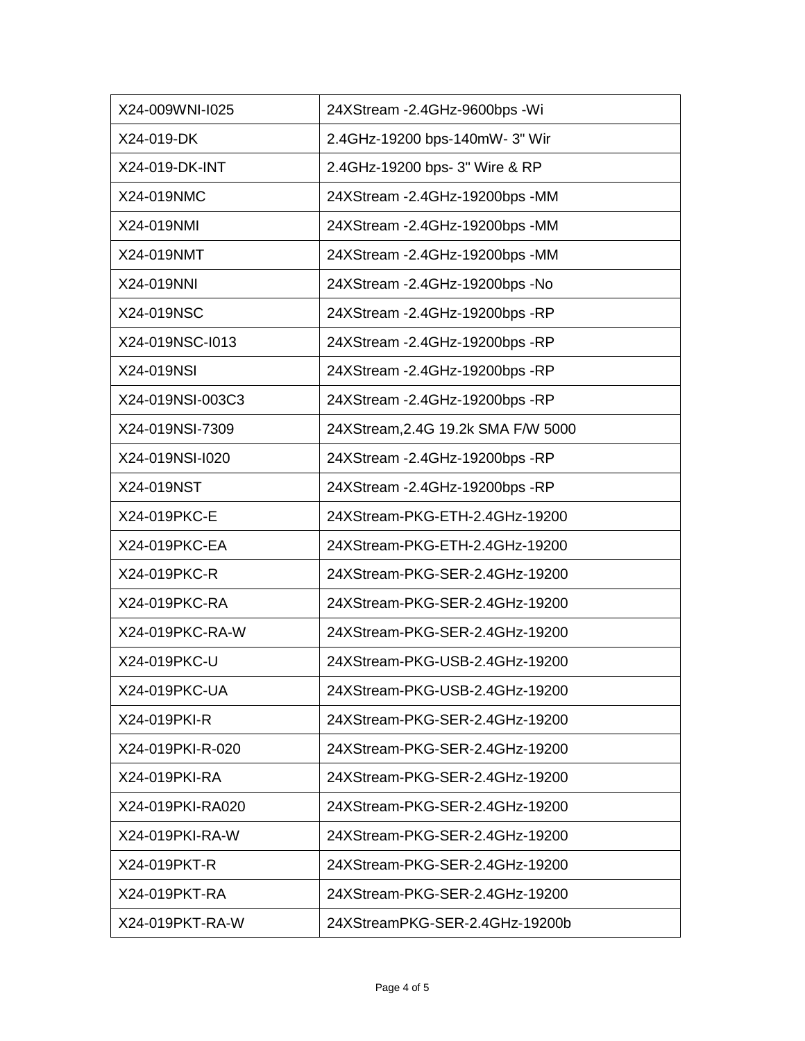| X24-009WNI-I025 | 24XStream -2.4GHz-9600bps -Wi |
|---|---|
| X24-019-DK | 2.4GHz-19200 bps-140mW- 3" Wir |
| X24-019-DK-INT | 2.4GHz-19200 bps- 3" Wire & RP |
| X24-019NMC | 24XStream -2.4GHz-19200bps -MM |
| X24-019NMI | 24XStream -2.4GHz-19200bps -MM |
| X24-019NMT | 24XStream -2.4GHz-19200bps -MM |
| X24-019NNI | 24XStream -2.4GHz-19200bps -No |
| X24-019NSC | 24XStream -2.4GHz-19200bps -RP |
| X24-019NSC-I013 | 24XStream -2.4GHz-19200bps -RP |
| X24-019NSI | 24XStream -2.4GHz-19200bps -RP |
| X24-019NSI-003C3 | 24XStream -2.4GHz-19200bps -RP |
| X24-019NSI-7309 | 24XStream,2.4G 19.2k SMA F/W 5000 |
| X24-019NSI-I020 | 24XStream -2.4GHz-19200bps -RP |
| X24-019NST | 24XStream -2.4GHz-19200bps -RP |
| X24-019PKC-E | 24XStream-PKG-ETH-2.4GHz-19200 |
| X24-019PKC-EA | 24XStream-PKG-ETH-2.4GHz-19200 |
| X24-019PKC-R | 24XStream-PKG-SER-2.4GHz-19200 |
| X24-019PKC-RA | 24XStream-PKG-SER-2.4GHz-19200 |
| X24-019PKC-RA-W | 24XStream-PKG-SER-2.4GHz-19200 |
| X24-019PKC-U | 24XStream-PKG-USB-2.4GHz-19200 |
| X24-019PKC-UA | 24XStream-PKG-USB-2.4GHz-19200 |
| X24-019PKI-R | 24XStream-PKG-SER-2.4GHz-19200 |
| X24-019PKI-R-020 | 24XStream-PKG-SER-2.4GHz-19200 |
| X24-019PKI-RA | 24XStream-PKG-SER-2.4GHz-19200 |
| X24-019PKI-RA020 | 24XStream-PKG-SER-2.4GHz-19200 |
| X24-019PKI-RA-W | 24XStream-PKG-SER-2.4GHz-19200 |
| X24-019PKT-R | 24XStream-PKG-SER-2.4GHz-19200 |
| X24-019PKT-RA | 24XStream-PKG-SER-2.4GHz-19200 |
| X24-019PKT-RA-W | 24XStreamPKG-SER-2.4GHz-19200b |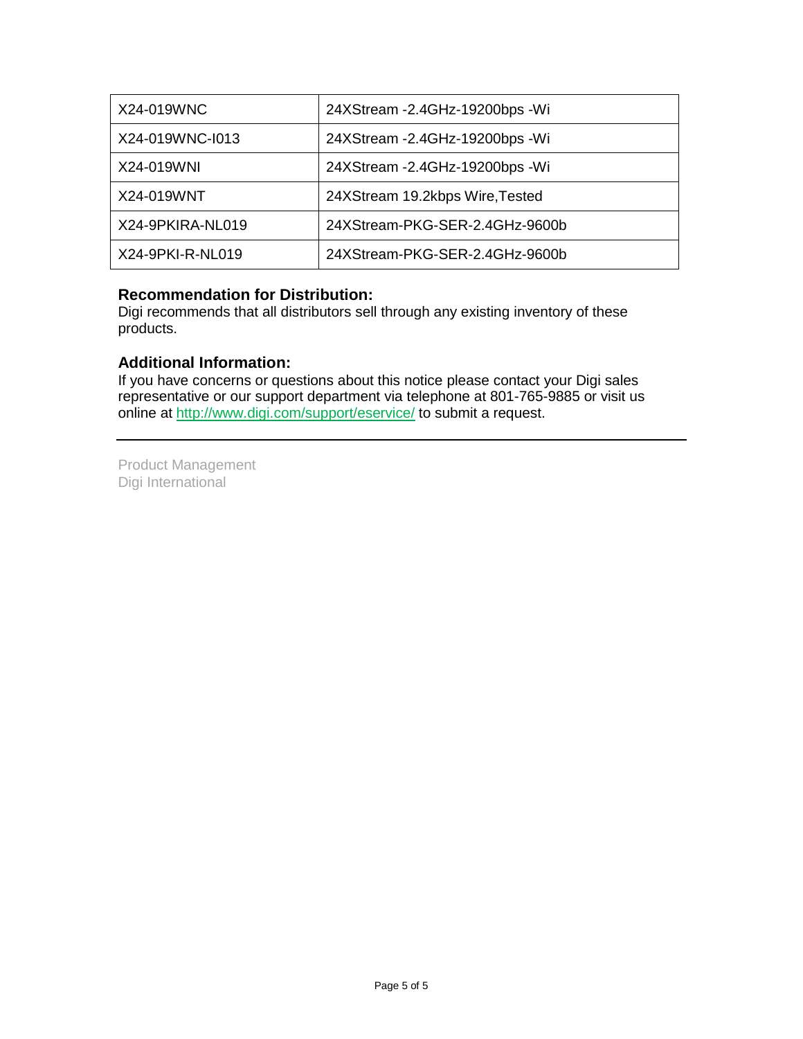| | |
|---|---|
| X24-019WNC | 24XStream -2.4GHz-19200bps -Wi |
| X24-019WNC-I013 | 24XStream -2.4GHz-19200bps -Wi |
| X24-019WNI | 24XStream -2.4GHz-19200bps -Wi |
| X24-019WNT | 24XStream 19.2kbps Wire,Tested |
| X24-9PKIRA-NL019 | 24XStream-PKG-SER-2.4GHz-9600b |
| X24-9PKI-R-NL019 | 24XStream-PKG-SER-2.4GHz-9600b |

**Recommendation for Distribution:**
Digi recommends that all distributors sell through any existing inventory of these products.

**Additional Information:**
If you have concerns or questions about this notice please contact your Digi sales representative or our support department via telephone at 801-765-9885 or visit us online at http://www.digi.com/support/eservice/ to submit a request.

---

Product Management
Digi International